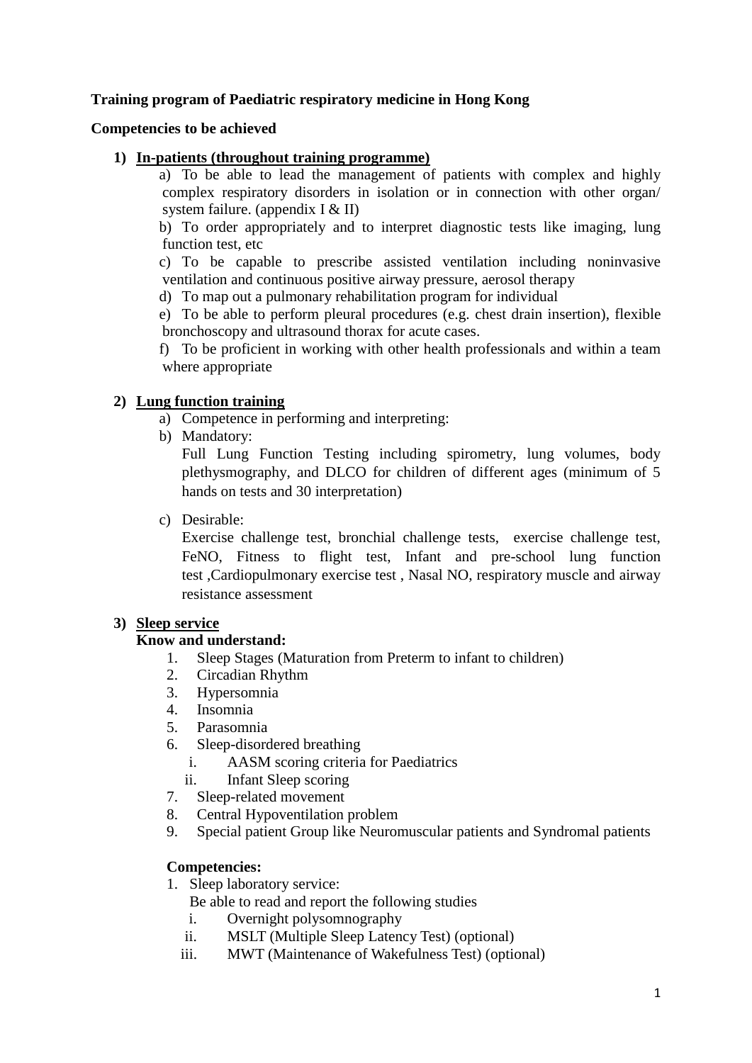**Training program of Paediatric respiratory medicine in Hong Kong**

**Competencies to be achieved**

1) **In-patients (throughout training programme)**
   a) To be able to lead the management of patients with complex and highly complex respiratory disorders in isolation or in connection with other organ/ system failure. (appendix I & II)
   b) To order appropriately and to interpret diagnostic tests like imaging, lung function test, etc
   c) To be capable to prescribe assisted ventilation including noninvasive ventilation and continuous positive airway pressure, aerosol therapy
   d) To map out a pulmonary rehabilitation program for individual
   e) To be able to perform pleural procedures (e.g. chest drain insertion), flexible bronchoscopy and ultrasound thorax for acute cases.
   f) To be proficient in working with other health professionals and within a team where appropriate

2) **Lung function training**
   a) Competence in performing and interpreting:
   b) Mandatory:
      Full Lung Function Testing including spirometry, lung volumes, body plethysmography, and DLCO for children of different ages (minimum of 5 hands on tests and 30 interpretation)
   c) Desirable:
      Exercise challenge test, bronchial challenge tests, exercise challenge test, FeNO, Fitness to flight test, Infant and pre-school lung function test ,Cardiopulmonary exercise test , Nasal NO, respiratory muscle and airway resistance assessment

3) **Sleep service**

   **Know and understand:**
   1. Sleep Stages (Maturation from Preterm to infant to children)
   2. Circadian Rhythm
   3. Hypersomnia
   4. Insomnia
   5. Parasomnia
   6. Sleep-disordered breathing
      i. AASM scoring criteria for Paediatrics
      ii. Infant Sleep scoring
   7. Sleep-related movement
   8. Central Hypoventilation problem
   9. Special patient Group like Neuromuscular patients and Syndromal patients

   **Competencies:**
   1. Sleep laboratory service:
      Be able to read and report the following studies
      i. Overnight polysomnography
      ii. MSLT (Multiple Sleep Latency Test) (optional)
      iii. MWT (Maintenance of Wakefulness Test) (optional)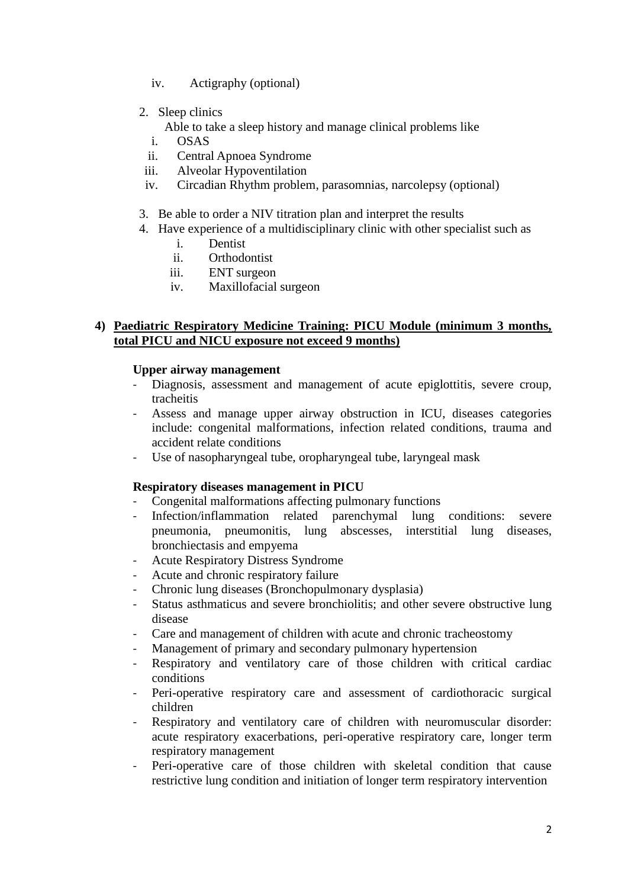iv. Actigraphy (optional)

2. Sleep clinics

   Able to take a sleep history and manage clinical problems like

   i. OSAS
   ii. Central Apnoea Syndrome
   iii. Alveolar Hypoventilation
   iv. Circadian Rhythm problem, parasomnias, narcolepsy (optional)

3. Be able to order a NIV titration plan and interpret the results
4. Have experience of a multidisciplinary clinic with other specialist such as
   i. Dentist
   ii. Orthodontist
   iii. ENT surgeon
   iv. Maxillofacial surgeon

## 4) Paediatric Respiratory Medicine Training: PICU Module (minimum 3 months, total PICU and NICU exposure not exceed 9 months)

**Upper airway management**

- Diagnosis, assessment and management of acute epiglottitis, severe croup, tracheitis
- Assess and manage upper airway obstruction in ICU, diseases categories include: congenital malformations, infection related conditions, trauma and accident relate conditions
- Use of nasopharyngeal tube, oropharyngeal tube, laryngeal mask

**Respiratory diseases management in PICU**

- Congenital malformations affecting pulmonary functions
- Infection/inflammation related parenchymal lung conditions: severe pneumonia, pneumonitis, lung abscesses, interstitial lung diseases, bronchiectasis and empyema
- Acute Respiratory Distress Syndrome
- Acute and chronic respiratory failure
- Chronic lung diseases (Bronchopulmonary dysplasia)
- Status asthmaticus and severe bronchiolitis; and other severe obstructive lung disease
- Care and management of children with acute and chronic tracheostomy
- Management of primary and secondary pulmonary hypertension
- Respiratory and ventilatory care of those children with critical cardiac conditions
- Peri-operative respiratory care and assessment of cardiothoracic surgical children
- Respiratory and ventilatory care of children with neuromuscular disorder: acute respiratory exacerbations, peri-operative respiratory care, longer term respiratory management
- Peri-operative care of those children with skeletal condition that cause restrictive lung condition and initiation of longer term respiratory intervention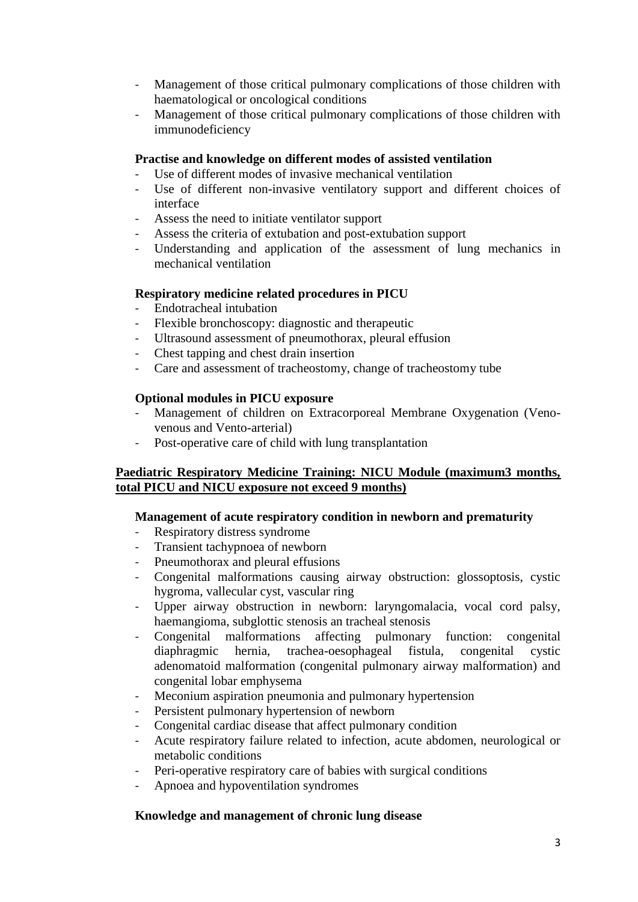- Management of those critical pulmonary complications of those children with haematological or oncological conditions
- Management of those critical pulmonary complications of those children with immunodeficiency

**Practise and knowledge on different modes of assisted ventilation**

- Use of different modes of invasive mechanical ventilation
- Use of different non-invasive ventilatory support and different choices of interface
- Assess the need to initiate ventilator support
- Assess the criteria of extubation and post-extubation support
- Understanding and application of the assessment of lung mechanics in mechanical ventilation

**Respiratory medicine related procedures in PICU**

- Endotracheal intubation
- Flexible bronchoscopy: diagnostic and therapeutic
- Ultrasound assessment of pneumothorax, pleural effusion
- Chest tapping and chest drain insertion
- Care and assessment of tracheostomy, change of tracheostomy tube

**Optional modules in PICU exposure**

- Management of children on Extracorporeal Membrane Oxygenation (Veno-venous and Vento-arterial)
- Post-operative care of child with lung transplantation

**<u>Paediatric Respiratory Medicine Training: NICU Module (maximum3 months, total PICU and NICU exposure not exceed 9 months)</u>**

**Management of acute respiratory condition in newborn and prematurity**

- Respiratory distress syndrome
- Transient tachypnoea of newborn
- Pneumothorax and pleural effusions
- Congenital malformations causing airway obstruction: glossoptosis, cystic hygroma, vallecular cyst, vascular ring
- Upper airway obstruction in newborn: laryngomalacia, vocal cord palsy, haemangioma, subglottic stenosis an tracheal stenosis
- Congenital malformations affecting pulmonary function: congenital diaphragmic hernia, trachea-oesophageal fistula, congenital cystic adenomatoid malformation (congenital pulmonary airway malformation) and congenital lobar emphysema
- Meconium aspiration pneumonia and pulmonary hypertension
- Persistent pulmonary hypertension of newborn
- Congenital cardiac disease that affect pulmonary condition
- Acute respiratory failure related to infection, acute abdomen, neurological or metabolic conditions
- Peri-operative respiratory care of babies with surgical conditions
- Apnoea and hypoventilation syndromes

**Knowledge and management of chronic lung disease**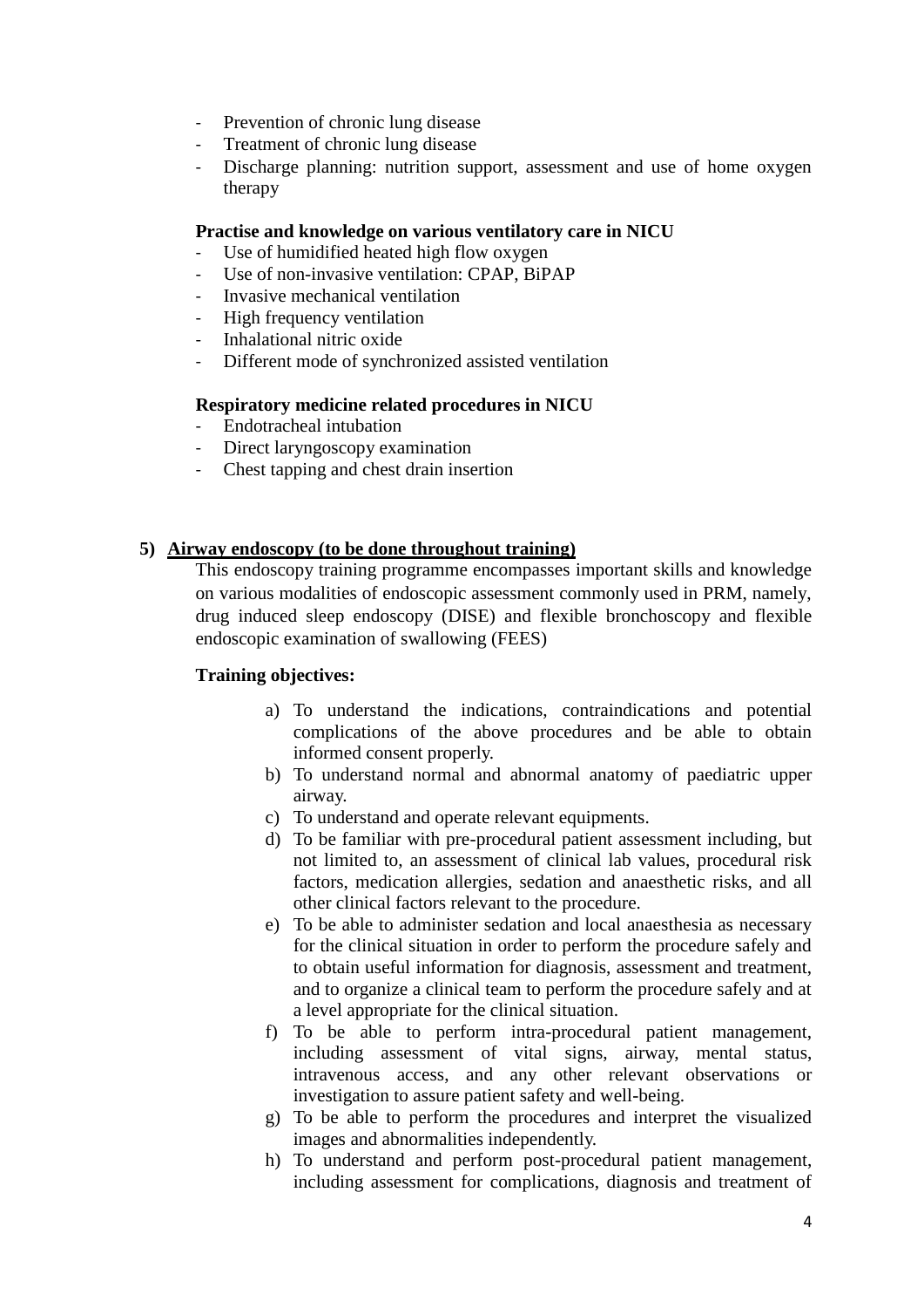- Prevention of chronic lung disease
- Treatment of chronic lung disease
- Discharge planning: nutrition support, assessment and use of home oxygen therapy

**Practise and knowledge on various ventilatory care in NICU**

- Use of humidified heated high flow oxygen
- Use of non-invasive ventilation: CPAP, BiPAP
- Invasive mechanical ventilation
- High frequency ventilation
- Inhalational nitric oxide
- Different mode of synchronized assisted ventilation

**Respiratory medicine related procedures in NICU**

- Endotracheal intubation
- Direct laryngoscopy examination
- Chest tapping and chest drain insertion

## 5) <u>Airway endoscopy (to be done throughout training)</u>

This endoscopy training programme encompasses important skills and knowledge on various modalities of endoscopic assessment commonly used in PRM, namely, drug induced sleep endoscopy (DISE) and flexible bronchoscopy and flexible endoscopic examination of swallowing (FEES)

**Training objectives:**

a) To understand the indications, contraindications and potential complications of the above procedures and be able to obtain informed consent properly.
b) To understand normal and abnormal anatomy of paediatric upper airway.
c) To understand and operate relevant equipments.
d) To be familiar with pre-procedural patient assessment including, but not limited to, an assessment of clinical lab values, procedural risk factors, medication allergies, sedation and anaesthetic risks, and all other clinical factors relevant to the procedure.
e) To be able to administer sedation and local anaesthesia as necessary for the clinical situation in order to perform the procedure safely and to obtain useful information for diagnosis, assessment and treatment, and to organize a clinical team to perform the procedure safely and at a level appropriate for the clinical situation.
f) To be able to perform intra-procedural patient management, including assessment of vital signs, airway, mental status, intravenous access, and any other relevant observations or investigation to assure patient safety and well-being.
g) To be able to perform the procedures and interpret the visualized images and abnormalities independently.
h) To understand and perform post-procedural patient management, including assessment for complications, diagnosis and treatment of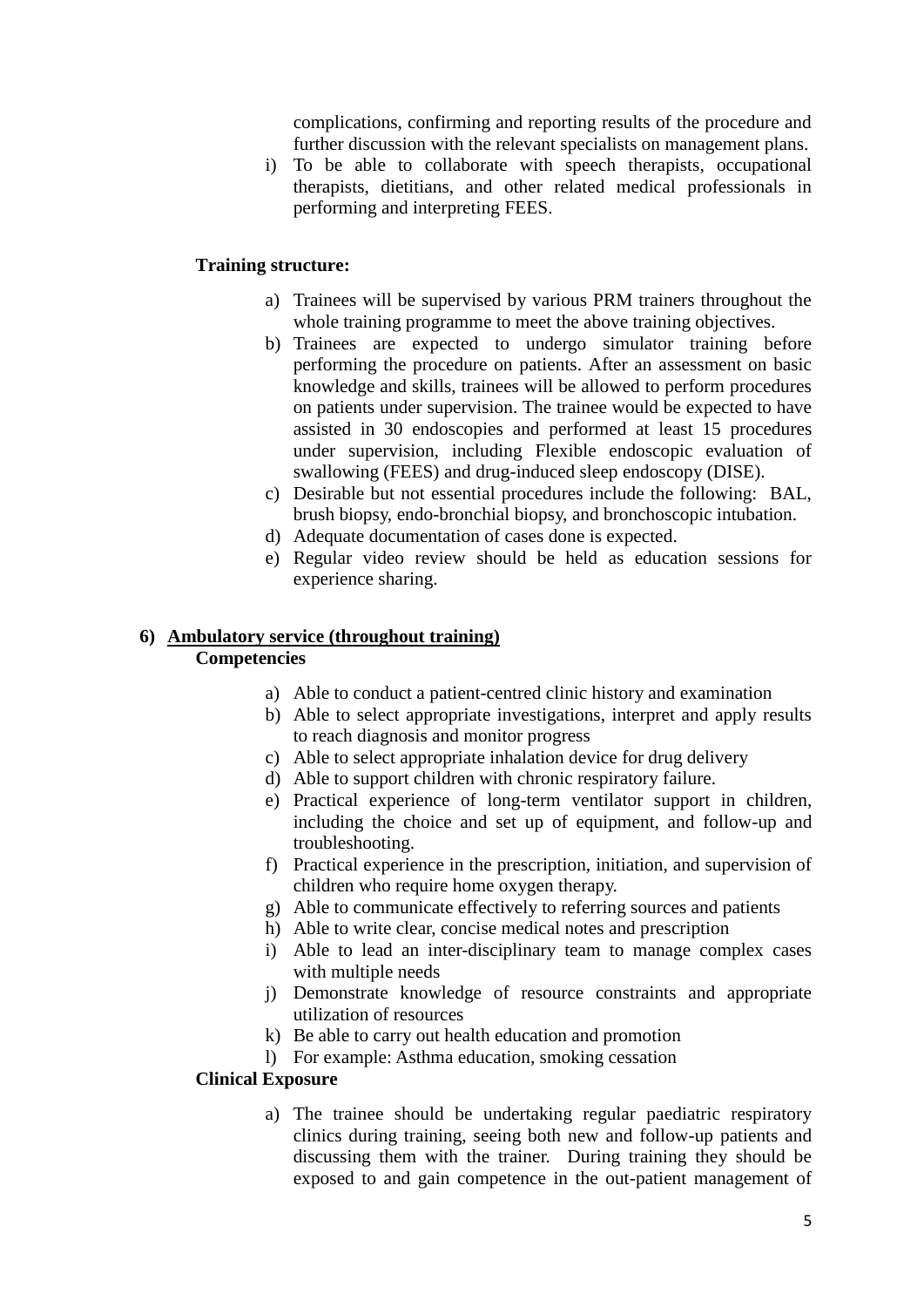complications, confirming and reporting results of the procedure and further discussion with the relevant specialists on management plans.

i) To be able to collaborate with speech therapists, occupational therapists, dietitians, and other related medical professionals in performing and interpreting FEES.

**Training structure:**

a) Trainees will be supervised by various PRM trainers throughout the whole training programme to meet the above training objectives.
b) Trainees are expected to undergo simulator training before performing the procedure on patients. After an assessment on basic knowledge and skills, trainees will be allowed to perform procedures on patients under supervision. The trainee would be expected to have assisted in 30 endoscopies and performed at least 15 procedures under supervision, including Flexible endoscopic evaluation of swallowing (FEES) and drug-induced sleep endoscopy (DISE).
c) Desirable but not essential procedures include the following: BAL, brush biopsy, endo-bronchial biopsy, and bronchoscopic intubation.
d) Adequate documentation of cases done is expected.
e) Regular video review should be held as education sessions for experience sharing.

**6) <u>Ambulatory service (throughout training)</u>**

**Competencies**

a) Able to conduct a patient-centred clinic history and examination
b) Able to select appropriate investigations, interpret and apply results to reach diagnosis and monitor progress
c) Able to select appropriate inhalation device for drug delivery
d) Able to support children with chronic respiratory failure.
e) Practical experience of long-term ventilator support in children, including the choice and set up of equipment, and follow-up and troubleshooting.
f) Practical experience in the prescription, initiation, and supervision of children who require home oxygen therapy.
g) Able to communicate effectively to referring sources and patients
h) Able to write clear, concise medical notes and prescription
i) Able to lead an inter-disciplinary team to manage complex cases with multiple needs
j) Demonstrate knowledge of resource constraints and appropriate utilization of resources
k) Be able to carry out health education and promotion
l) For example: Asthma education, smoking cessation

**Clinical Exposure**

a) The trainee should be undertaking regular paediatric respiratory clinics during training, seeing both new and follow-up patients and discussing them with the trainer. During training they should be exposed to and gain competence in the out-patient management of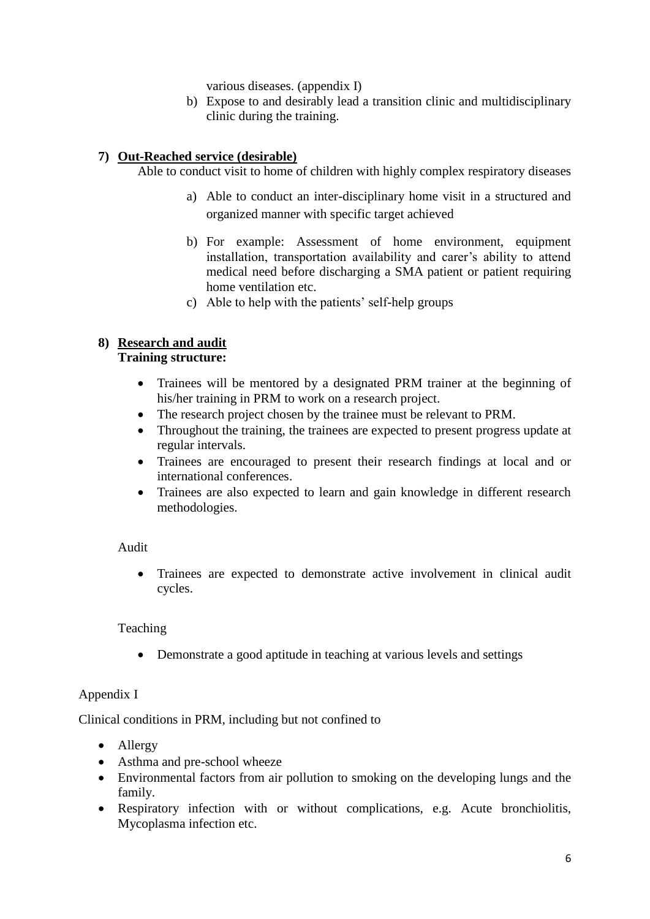various diseases. (appendix I)

b) Expose to and desirably lead a transition clinic and multidisciplinary clinic during the training.

**7) <u>Out-Reached service (desirable)</u>**

Able to conduct visit to home of children with highly complex respiratory diseases

a) Able to conduct an inter-disciplinary home visit in a structured and organized manner with specific target achieved

b) For example: Assessment of home environment, equipment installation, transportation availability and carer's ability to attend medical need before discharging a SMA patient or patient requiring home ventilation etc.

c) Able to help with the patients' self-help groups

**8) <u>Research and audit</u>**

**Training structure:**

- Trainees will be mentored by a designated PRM trainer at the beginning of his/her training in PRM to work on a research project.
- The research project chosen by the trainee must be relevant to PRM.
- Throughout the training, the trainees are expected to present progress update at regular intervals.
- Trainees are encouraged to present their research findings at local and or international conferences.
- Trainees are also expected to learn and gain knowledge in different research methodologies.

Audit

- Trainees are expected to demonstrate active involvement in clinical audit cycles.

Teaching

- Demonstrate a good aptitude in teaching at various levels and settings

Appendix I

Clinical conditions in PRM, including but not confined to

- Allergy
- Asthma and pre-school wheeze
- Environmental factors from air pollution to smoking on the developing lungs and the family.
- Respiratory infection with or without complications, e.g. Acute bronchiolitis, Mycoplasma infection etc.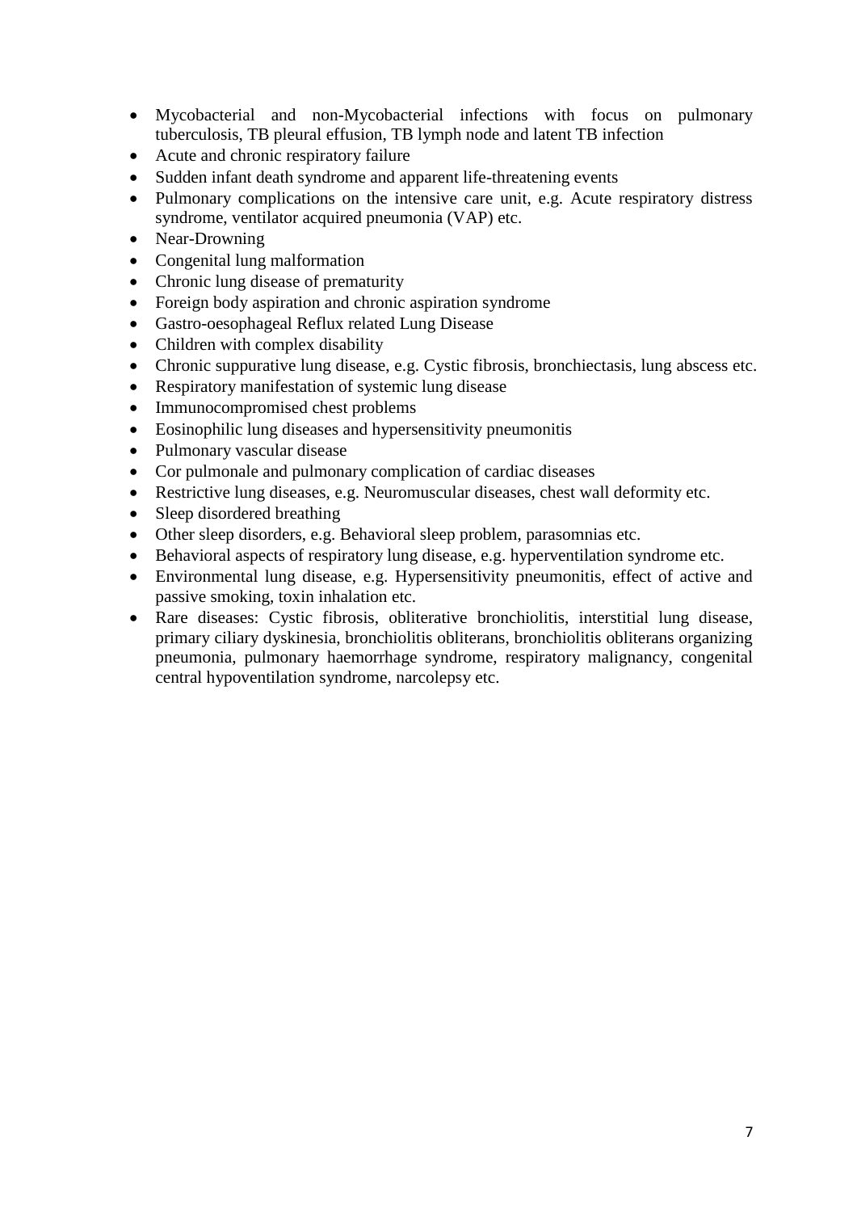- Mycobacterial and non-Mycobacterial infections with focus on pulmonary tuberculosis, TB pleural effusion, TB lymph node and latent TB infection
- Acute and chronic respiratory failure
- Sudden infant death syndrome and apparent life-threatening events
- Pulmonary complications on the intensive care unit, e.g. Acute respiratory distress syndrome, ventilator acquired pneumonia (VAP) etc.
- Near-Drowning
- Congenital lung malformation
- Chronic lung disease of prematurity
- Foreign body aspiration and chronic aspiration syndrome
- Gastro-oesophageal Reflux related Lung Disease
- Children with complex disability
- Chronic suppurative lung disease, e.g. Cystic fibrosis, bronchiectasis, lung abscess etc.
- Respiratory manifestation of systemic lung disease
- Immunocompromised chest problems
- Eosinophilic lung diseases and hypersensitivity pneumonitis
- Pulmonary vascular disease
- Cor pulmonale and pulmonary complication of cardiac diseases
- Restrictive lung diseases, e.g. Neuromuscular diseases, chest wall deformity etc.
- Sleep disordered breathing
- Other sleep disorders, e.g. Behavioral sleep problem, parasomnias etc.
- Behavioral aspects of respiratory lung disease, e.g. hyperventilation syndrome etc.
- Environmental lung disease, e.g. Hypersensitivity pneumonitis, effect of active and passive smoking, toxin inhalation etc.
- Rare diseases: Cystic fibrosis, obliterative bronchiolitis, interstitial lung disease, primary ciliary dyskinesia, bronchiolitis obliterans, bronchiolitis obliterans organizing pneumonia, pulmonary haemorrhage syndrome, respiratory malignancy, congenital central hypoventilation syndrome, narcolepsy etc.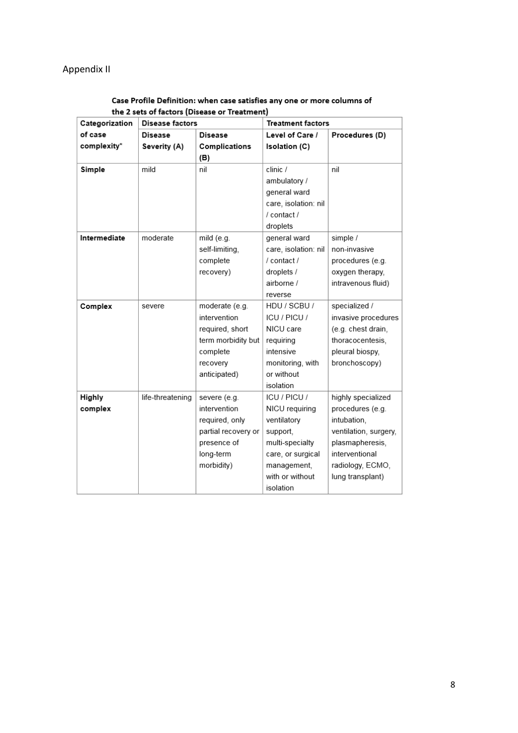Appendix II

**Case Profile Definition: when case satisfies any one or more columns of the 2 sets of factors (Disease or Treatment)**

| Categorization of case complexity* | Disease factors | | Treatment factors | |
|---|---|---|---|---|
| | **Disease Severity (A)** | **Disease Complications (B)** | **Level of Care / Isolation (C)** | **Procedures (D)** |
| **Simple** | mild | nil | clinic / ambulatory / general ward care, isolation: nil / contact / droplets | nil |
| **Intermediate** | moderate | mild (e.g. self-limiting, complete recovery) | general ward care, isolation: nil / contact / droplets / airborne / reverse | simple / non-invasive procedures (e.g. oxygen therapy, intravenous fluid) |
| **Complex** | severe | moderate (e.g. intervention required, short term morbidity but complete recovery anticipated) | HDU / SCBU / ICU / PICU / NICU care requiring intensive monitoring, with or without isolation | specialized / invasive procedures (e.g. chest drain, thoracocentesis, pleural biospy, bronchoscopy) |
| **Highly complex** | life-threatening | severe (e.g. intervention required, only partial recovery or presence of long-term morbidity) | ICU / PICU / NICU requiring ventilatory support, multi-specialty care, or surgical management, with or without isolation | highly specialized procedures (e.g. intubation, ventilation, surgery, plasmapheresis, interventional radiology, ECMO, lung transplant) |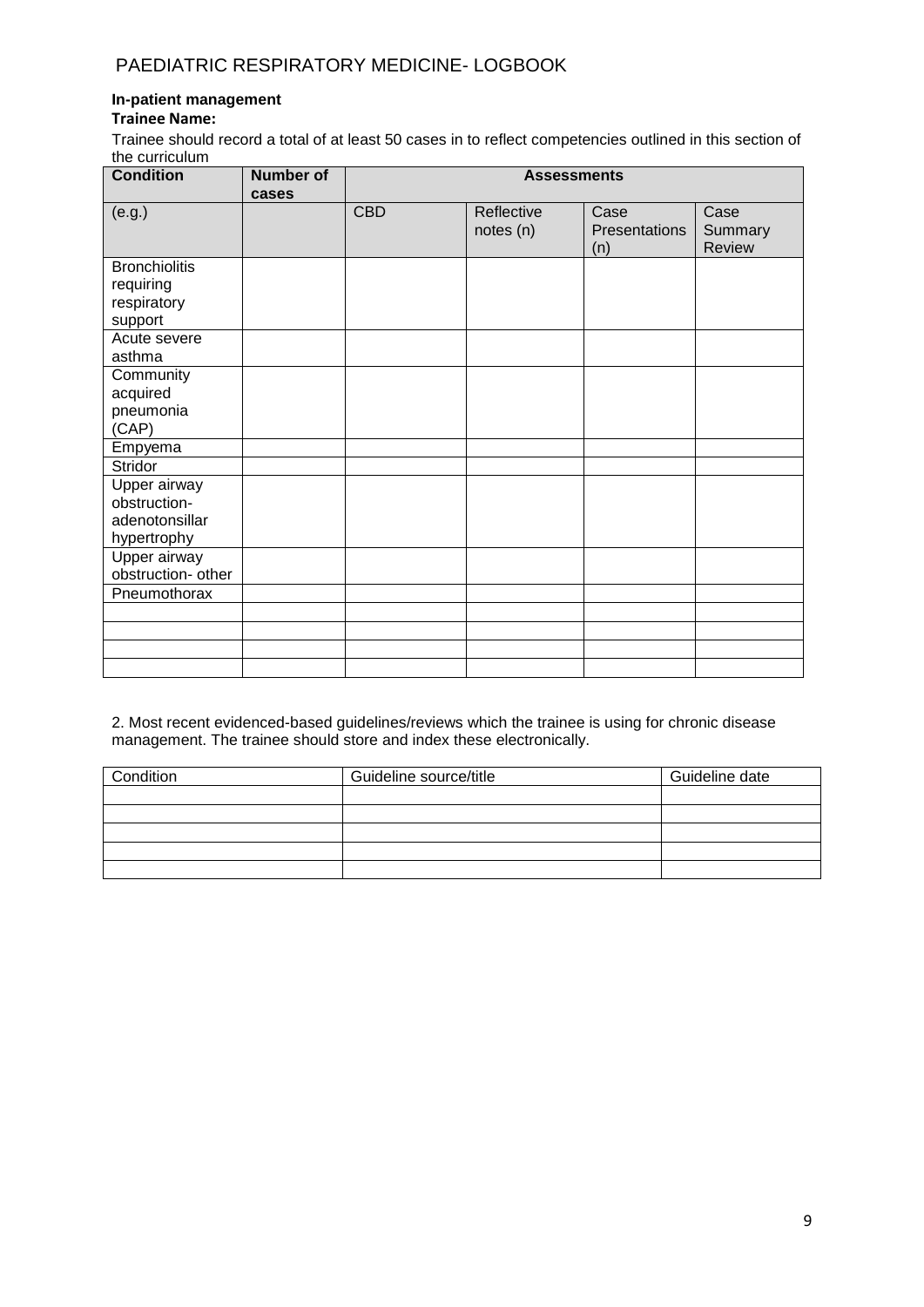## PAEDIATRIC RESPIRATORY MEDICINE- LOGBOOK

**In-patient management**

**Trainee Name:**

Trainee should record a total of at least 50 cases in to reflect competencies outlined in this section of the curriculum

| Condition | Number of cases | Assessments | | | |
|---|---|---|---|---|---|
| (e.g.) | | CBD | Reflective notes (n) | Case Presentations (n) | Case Summary Review |
| Bronchiolitis requiring respiratory support | | | | | |
| Acute severe asthma | | | | | |
| Community acquired pneumonia (CAP) | | | | | |
| Empyema | | | | | |
| Stridor | | | | | |
| Upper airway obstruction- adenotonsillar hypertrophy | | | | | |
| Upper airway obstruction- other | | | | | |
| Pneumothorax | | | | | |
| | | | | | |
| | | | | | |
| | | | | | |
| | | | | | |

2. Most recent evidenced-based guidelines/reviews which the trainee is using for chronic disease management. The trainee should store and index these electronically.

| Condition | Guideline source/title | Guideline date |
|---|---|---|
| | | |
| | | |
| | | |
| | | |
| | | |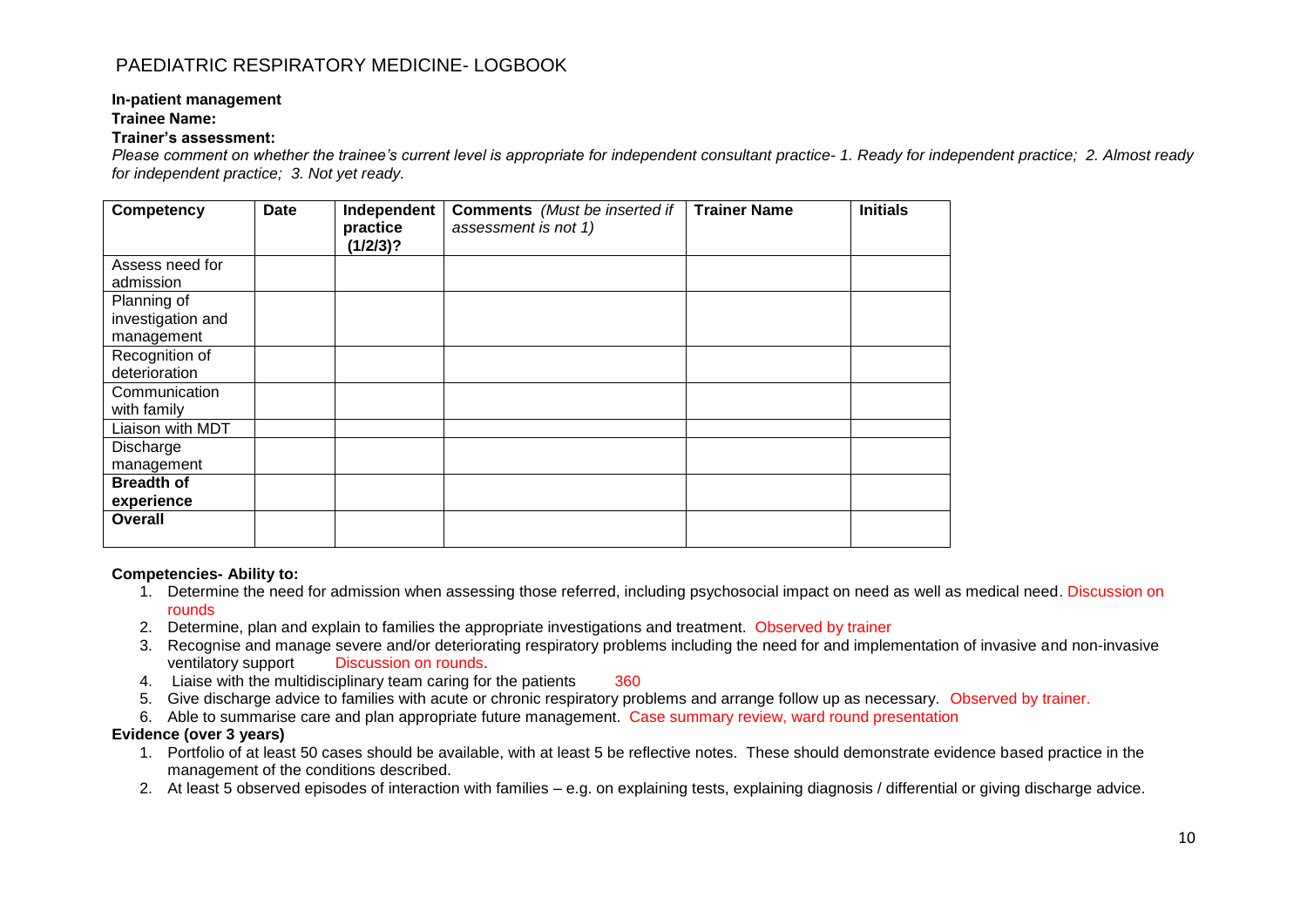# PAEDIATRIC RESPIRATORY MEDICINE- LOGBOOK

**In-patient management**

**Trainee Name:**

**Trainer's assessment:**

*Please comment on whether the trainee's current level is appropriate for independent consultant practice- 1. Ready for independent practice; 2. Almost ready for independent practice; 3. Not yet ready.*

| **Competency** | **Date** | **Independent practice (1/2/3)?** | **Comments** *(Must be inserted if assessment is not 1)* | **Trainer Name** | **Initials** |
|---|---|---|---|---|---|
| Assess need for admission | | | | | |
| Planning of investigation and management | | | | | |
| Recognition of deterioration | | | | | |
| Communication with family | | | | | |
| Liaison with MDT | | | | | |
| Discharge management | | | | | |
| **Breadth of experience** | | | | | |
| **Overall** | | | | | |

**Competencies- Ability to:**

1. Determine the need for admission when assessing those referred, including psychosocial impact on need as well as medical need. Discussion on rounds
2. Determine, plan and explain to families the appropriate investigations and treatment. Observed by trainer
3. Recognise and manage severe and/or deteriorating respiratory problems including the need for and implementation of invasive and non-invasive ventilatory support Discussion on rounds.
4. Liaise with the multidisciplinary team caring for the patients 360
5. Give discharge advice to families with acute or chronic respiratory problems and arrange follow up as necessary. Observed by trainer.
6. Able to summarise care and plan appropriate future management. Case summary review, ward round presentation

**Evidence (over 3 years)**

1. Portfolio of at least 50 cases should be available, with at least 5 be reflective notes. These should demonstrate evidence based practice in the management of the conditions described.
2. At least 5 observed episodes of interaction with families – e.g. on explaining tests, explaining diagnosis / differential or giving discharge advice.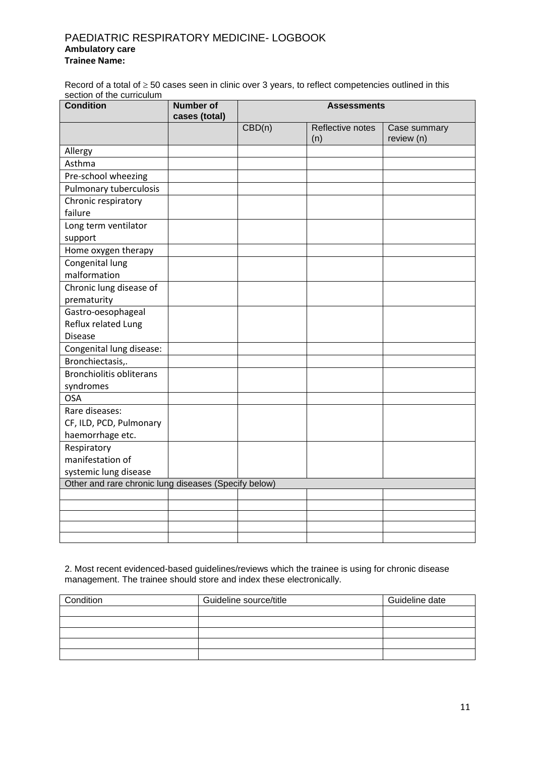# PAEDIATRIC RESPIRATORY MEDICINE- LOGBOOK

**Ambulatory care**

**Trainee Name:**

Record of a total of ≥ 50 cases seen in clinic over 3 years, to reflect competencies outlined in this section of the curriculum

| Condition | Number of cases (total) | Assessments | | |
|---|---|---|---|---|
| | | CBD(n) | Reflective notes (n) | Case summary review (n) |
| Allergy | | | | |
| Asthma | | | | |
| Pre-school wheezing | | | | |
| Pulmonary tuberculosis | | | | |
| Chronic respiratory failure | | | | |
| Long term ventilator support | | | | |
| Home oxygen therapy | | | | |
| Congenital lung malformation | | | | |
| Chronic lung disease of prematurity | | | | |
| Gastro-oesophageal Reflux related Lung Disease | | | | |
| Congenital lung disease: | | | | |
| Bronchiectasis,. | | | | |
| Bronchiolitis obliterans syndromes | | | | |
| OSA | | | | |
| Rare diseases: CF, ILD, PCD, Pulmonary haemorrhage etc. | | | | |
| Respiratory manifestation of systemic lung disease | | | | |
| Other and rare chronic lung diseases (Specify below) | | | | |
| | | | | |
| | | | | |
| | | | | |
| | | | | |
| | | | | |

2. Most recent evidenced-based guidelines/reviews which the trainee is using for chronic disease management. The trainee should store and index these electronically.

| Condition | Guideline source/title | Guideline date |
|---|---|---|
| | | |
| | | |
| | | |
| | | |
| | | |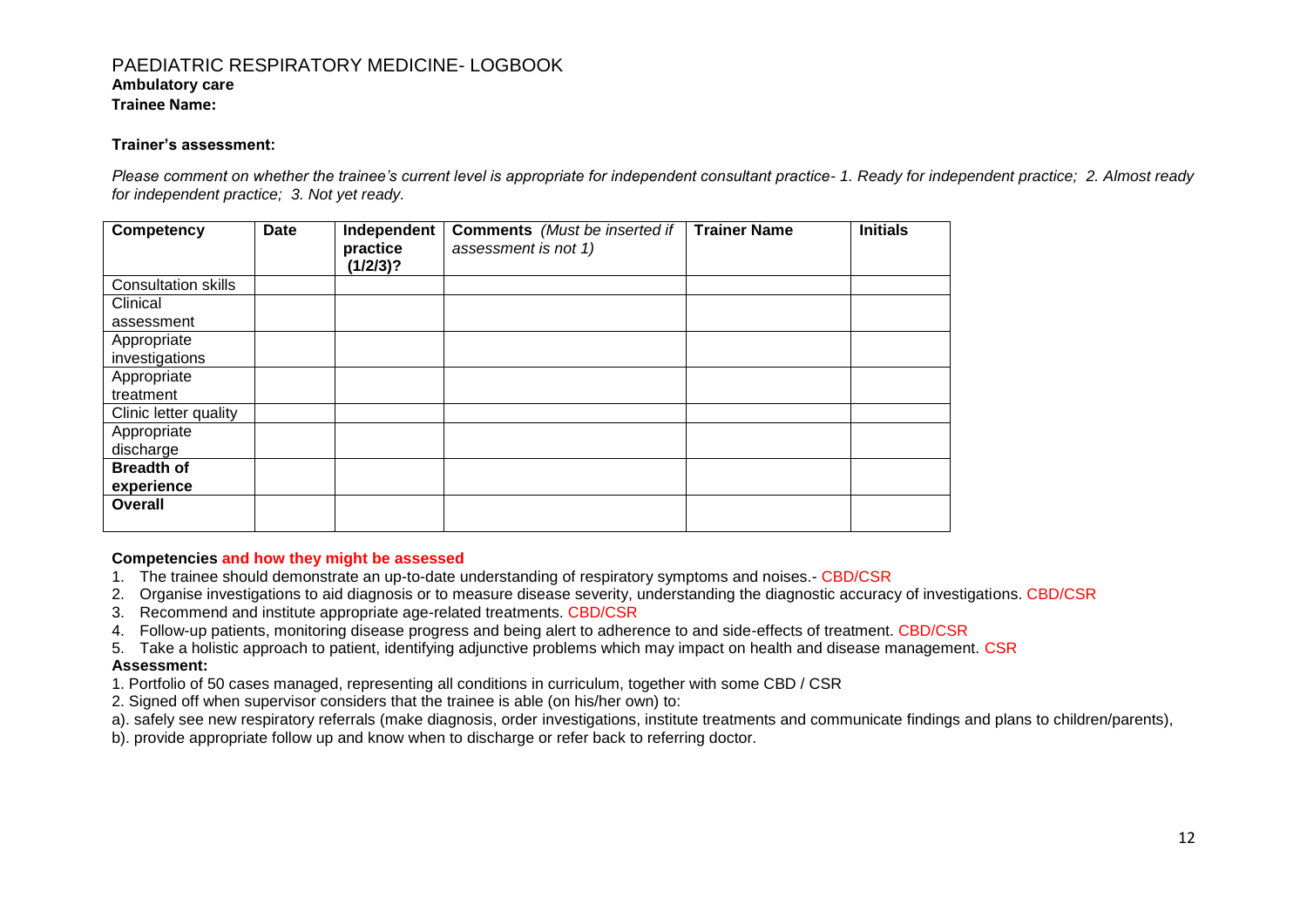# PAEDIATRIC RESPIRATORY MEDICINE- LOGBOOK

**Ambulatory care**

**Trainee Name:**

**Trainer's assessment:**

*Please comment on whether the trainee's current level is appropriate for independent consultant practice- 1. Ready for independent practice; 2. Almost ready for independent practice; 3. Not yet ready.*

| Competency | Date | Independent practice (1/2/3)? | Comments *(Must be inserted if assessment is not 1)* | Trainer Name | Initials |
|---|---|---|---|---|---|
| Consultation skills | | | | | |
| Clinical assessment | | | | | |
| Appropriate investigations | | | | | |
| Appropriate treatment | | | | | |
| Clinic letter quality | | | | | |
| Appropriate discharge | | | | | |
| **Breadth of experience** | | | | | |
| **Overall** | | | | | |

**Competencies and how they might be assessed**

1. The trainee should demonstrate an up-to-date understanding of respiratory symptoms and noises.- CBD/CSR
2. Organise investigations to aid diagnosis or to measure disease severity, understanding the diagnostic accuracy of investigations. CBD/CSR
3. Recommend and institute appropriate age-related treatments. CBD/CSR
4. Follow-up patients, monitoring disease progress and being alert to adherence to and side-effects of treatment. CBD/CSR
5. Take a holistic approach to patient, identifying adjunctive problems which may impact on health and disease management. CSR

**Assessment:**

1. Portfolio of 50 cases managed, representing all conditions in curriculum, together with some CBD / CSR
2. Signed off when supervisor considers that the trainee is able (on his/her own) to:

a). safely see new respiratory referrals (make diagnosis, order investigations, institute treatments and communicate findings and plans to children/parents),

b). provide appropriate follow up and know when to discharge or refer back to referring doctor.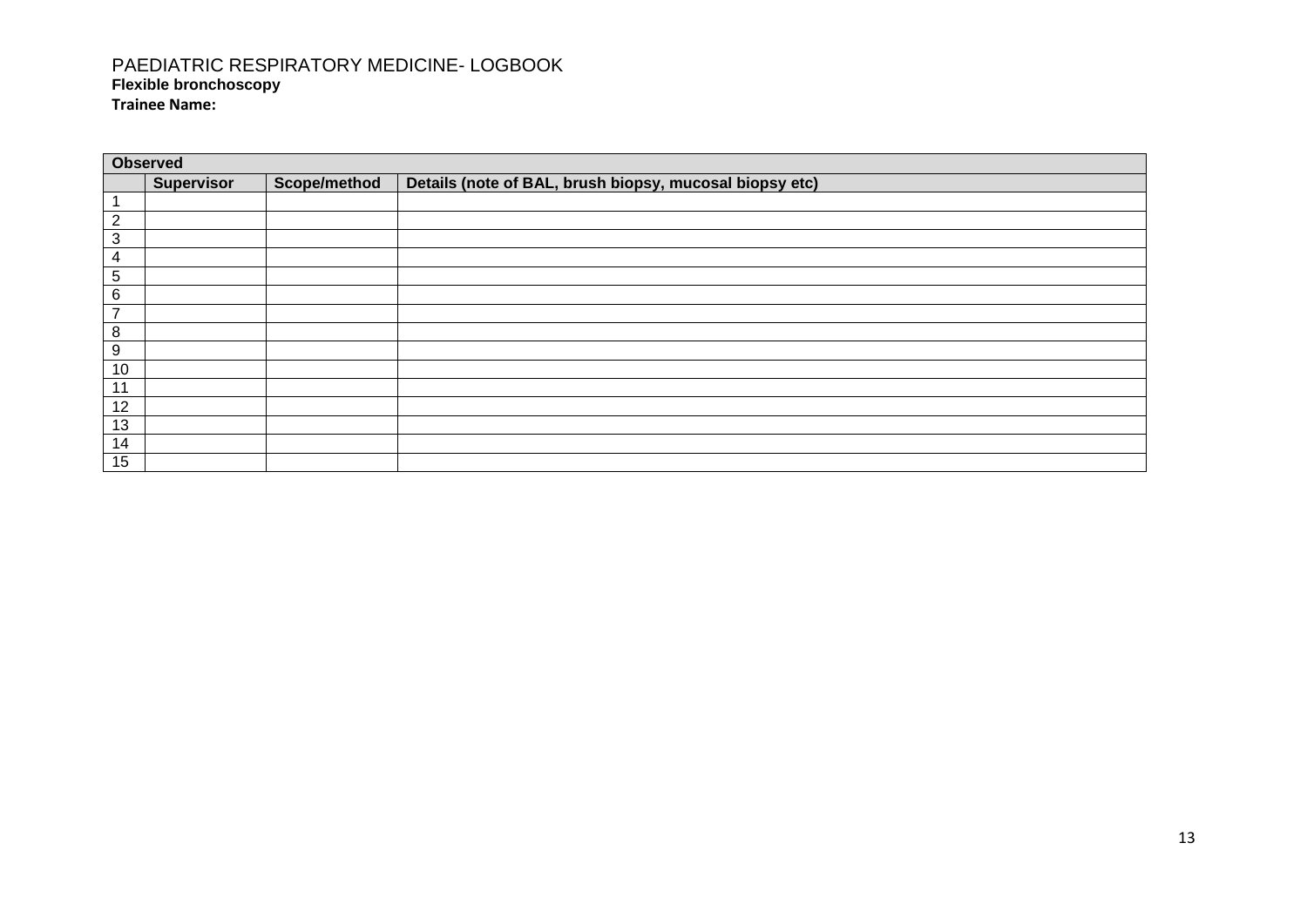PAEDIATRIC RESPIRATORY MEDICINE- LOGBOOK

**Flexible bronchoscopy**

**Trainee Name:**

| **Observed** | | | |
|---|---|---|---|
| | **Supervisor** | **Scope/method** | **Details (note of BAL, brush biopsy, mucosal biopsy etc)** |
| 1 | | | |
| 2 | | | |
| 3 | | | |
| 4 | | | |
| 5 | | | |
| 6 | | | |
| 7 | | | |
| 8 | | | |
| 9 | | | |
| 10 | | | |
| 11 | | | |
| 12 | | | |
| 13 | | | |
| 14 | | | |
| 15 | | | |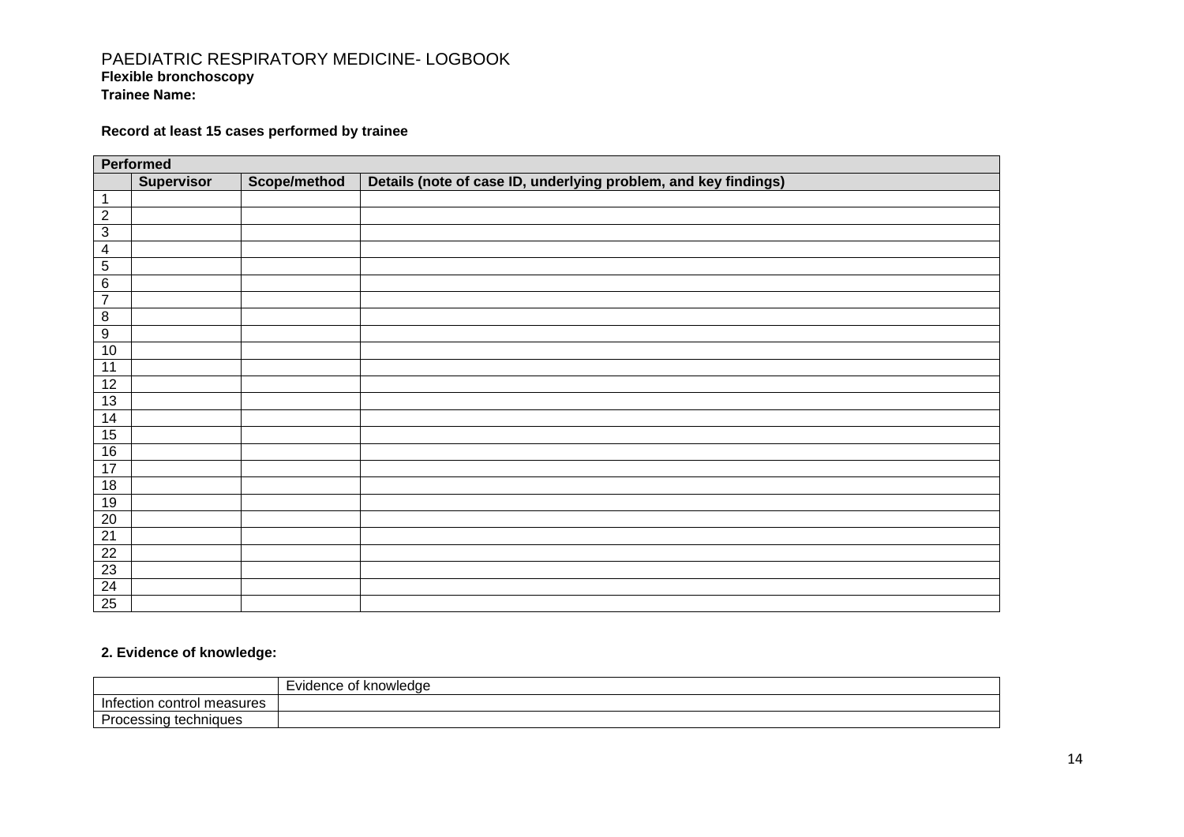# PAEDIATRIC RESPIRATORY MEDICINE- LOGBOOK

**Flexible bronchoscopy**

**Trainee Name:**

**Record at least 15 cases performed by trainee**

| **Performed** | | | |
|---|---|---|---|
| | **Supervisor** | **Scope/method** | **Details (note of case ID, underlying problem, and key findings)** |
| 1 | | | |
| 2 | | | |
| 3 | | | |
| 4 | | | |
| 5 | | | |
| 6 | | | |
| 7 | | | |
| 8 | | | |
| 9 | | | |
| 10 | | | |
| 11 | | | |
| 12 | | | |
| 13 | | | |
| 14 | | | |
| 15 | | | |
| 16 | | | |
| 17 | | | |
| 18 | | | |
| 19 | | | |
| 20 | | | |
| 21 | | | |
| 22 | | | |
| 23 | | | |
| 24 | | | |
| 25 | | | |

**2. Evidence of knowledge:**

| | Evidence of knowledge |
|---|---|
| Infection control measures | |
| Processing techniques | |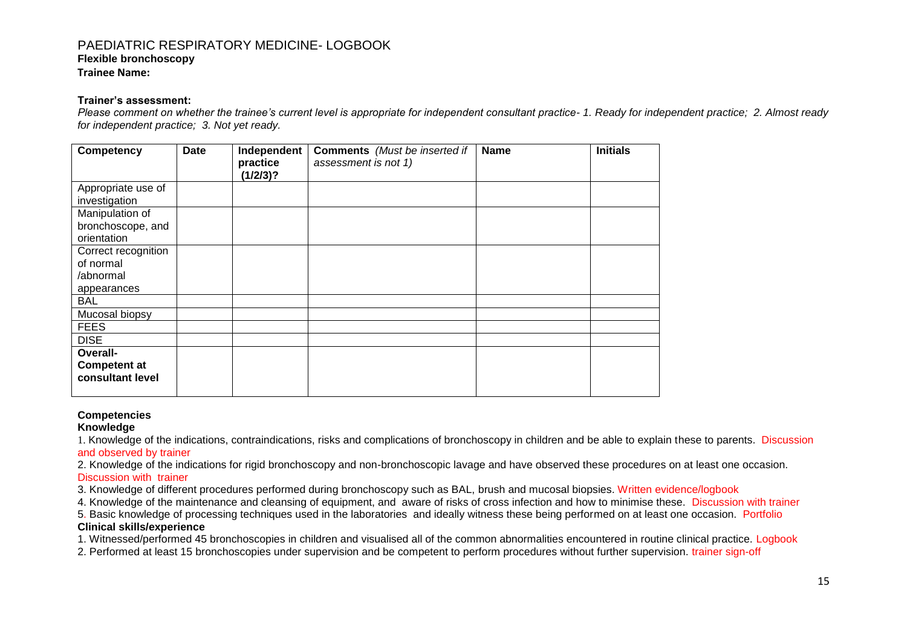# PAEDIATRIC RESPIRATORY MEDICINE- LOGBOOK

**Flexible bronchoscopy**

**Trainee Name:**

**Trainer's assessment:**

*Please comment on whether the trainee's current level is appropriate for independent consultant practice- 1. Ready for independent practice; 2. Almost ready for independent practice; 3. Not yet ready.*

| Competency | Date | Independent practice (1/2/3)? | Comments *(Must be inserted if assessment is not 1)* | Name | Initials |
|---|---|---|---|---|---|
| Appropriate use of investigation | | | | | |
| Manipulation of bronchoscope, and orientation | | | | | |
| Correct recognition of normal /abnormal appearances | | | | | |
| BAL | | | | | |
| Mucosal biopsy | | | | | |
| FEES | | | | | |
| DISE | | | | | |
| **Overall- Competent at consultant level** | | | | | |

**Competencies**

**Knowledge**

1. Knowledge of the indications, contraindications, risks and complications of bronchoscopy in children and be able to explain these to parents. Discussion and observed by trainer
2. Knowledge of the indications for rigid bronchoscopy and non-bronchoscopic lavage and have observed these procedures on at least one occasion. Discussion with trainer
3. Knowledge of different procedures performed during bronchoscopy such as BAL, brush and mucosal biopsies. Written evidence/logbook
4. Knowledge of the maintenance and cleansing of equipment, and aware of risks of cross infection and how to minimise these. Discussion with trainer
5. Basic knowledge of processing techniques used in the laboratories and ideally witness these being performed on at least one occasion. Portfolio

**Clinical skills/experience**

1. Witnessed/performed 45 bronchoscopies in children and visualised all of the common abnormalities encountered in routine clinical practice. Logbook
2. Performed at least 15 bronchoscopies under supervision and be competent to perform procedures without further supervision. trainer sign-off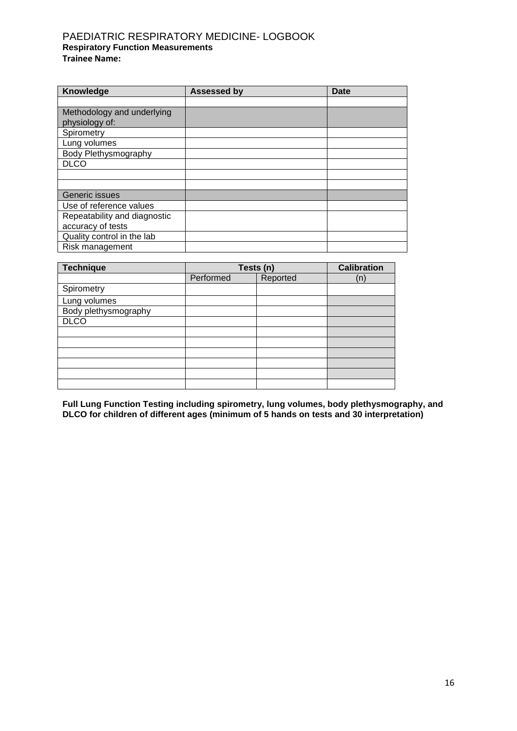PAEDIATRIC RESPIRATORY MEDICINE- LOGBOOK

**Respiratory Function Measurements**

**Trainee Name:**

| Knowledge | Assessed by | Date |
|---|---|---|
| | | |
| Methodology and underlying physiology of: | | |
| Spirometry | | |
| Lung volumes | | |
| Body Plethysmography | | |
| DLCO | | |
| | | |
| | | |
| Generic issues | | |
| Use of reference values | | |
| Repeatability and diagnostic accuracy of tests | | |
| Quality control in the lab | | |
| Risk management | | |

| Technique | Tests (n) | | Calibration |
|---|---|---|---|
| | Performed | Reported | (n) |
| Spirometry | | | |
| Lung volumes | | | |
| Body plethysmography | | | |
| DLCO | | | |
| | | | |
| | | | |
| | | | |
| | | | |
| | | | |
| | | | |

**Full Lung Function Testing including spirometry, lung volumes, body plethysmography, and DLCO for children of different ages (minimum of 5 hands on tests and 30 interpretation)**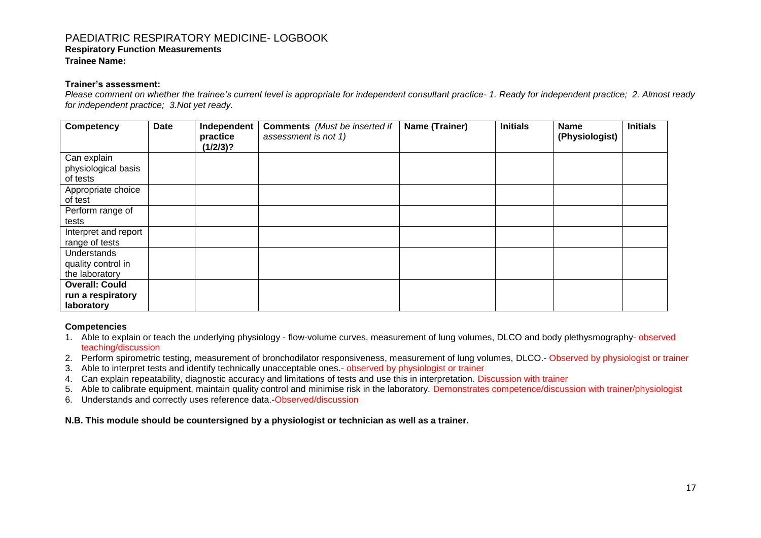# PAEDIATRIC RESPIRATORY MEDICINE- LOGBOOK

**Respiratory Function Measurements**

**Trainee Name:**

**Trainer's assessment:**

*Please comment on whether the trainee's current level is appropriate for independent consultant practice- 1. Ready for independent practice; 2. Almost ready for independent practice; 3.Not yet ready.*

| Competency | Date | Independent practice (1/2/3)? | Comments *(Must be inserted if assessment is not 1)* | Name (Trainer) | Initials | Name (Physiologist) | Initials |
|---|---|---|---|---|---|---|---|
| Can explain physiological basis of tests | | | | | | | |
| Appropriate choice of test | | | | | | | |
| Perform range of tests | | | | | | | |
| Interpret and report range of tests | | | | | | | |
| Understands quality control in the laboratory | | | | | | | |
| **Overall: Could run a respiratory laboratory** | | | | | | | |

**Competencies**

1. Able to explain or teach the underlying physiology - flow-volume curves, measurement of lung volumes, DLCO and body plethysmography- observed teaching/discussion
2. Perform spirometric testing, measurement of bronchodilator responsiveness, measurement of lung volumes, DLCO.- Observed by physiologist or trainer
3. Able to interpret tests and identify technically unacceptable ones.- observed by physiologist or trainer
4. Can explain repeatability, diagnostic accuracy and limitations of tests and use this in interpretation. Discussion with trainer
5. Able to calibrate equipment, maintain quality control and minimise risk in the laboratory. Demonstrates competence/discussion with trainer/physiologist
6. Understands and correctly uses reference data.-Observed/discussion

**N.B. This module should be countersigned by a physiologist or technician as well as a trainer.**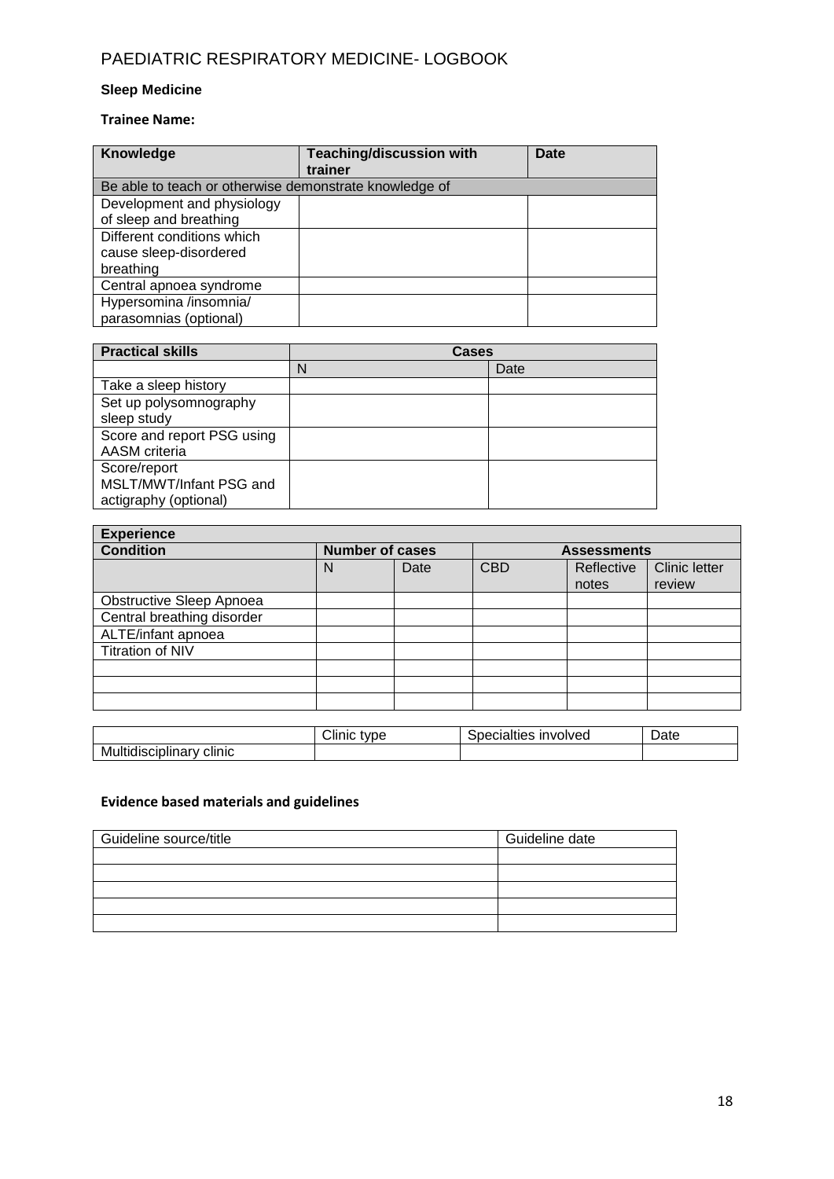PAEDIATRIC RESPIRATORY MEDICINE- LOGBOOK

**Sleep Medicine**

**Trainee Name:**

| **Knowledge** | **Teaching/discussion with trainer** | **Date** |
|---|---|---|
| Be able to teach or otherwise demonstrate knowledge of | | |
| Development and physiology of sleep and breathing | | |
| Different conditions which cause sleep-disordered breathing | | |
| Central apnoea syndrome | | |
| Hypersomina /insomnia/ parasomnias (optional) | | |

| **Practical skills** | **Cases** | |
|---|---|---|
| | N | Date |
| Take a sleep history | | |
| Set up polysomnography sleep study | | |
| Score and report PSG using AASM criteria | | |
| Score/report MSLT/MWT/Infant PSG and actigraphy (optional) | | |

| **Experience** | | | | | |
|---|---|---|---|---|---|
| **Condition** | **Number of cases** | | **Assessments** | | |
| | N | Date | CBD | Reflective notes | Clinic letter review |
| Obstructive Sleep Apnoea | | | | | |
| Central breathing disorder | | | | | |
| ALTE/infant apnoea | | | | | |
| Titration of NIV | | | | | |
| | | | | | |
| | | | | | |
| | | | | | |

| | Clinic type | Specialties involved | Date |
|---|---|---|---|
| Multidisciplinary clinic | | | |

**Evidence based materials and guidelines**

| Guideline source/title | Guideline date |
|---|---|
| | |
| | |
| | |
| | |
| | |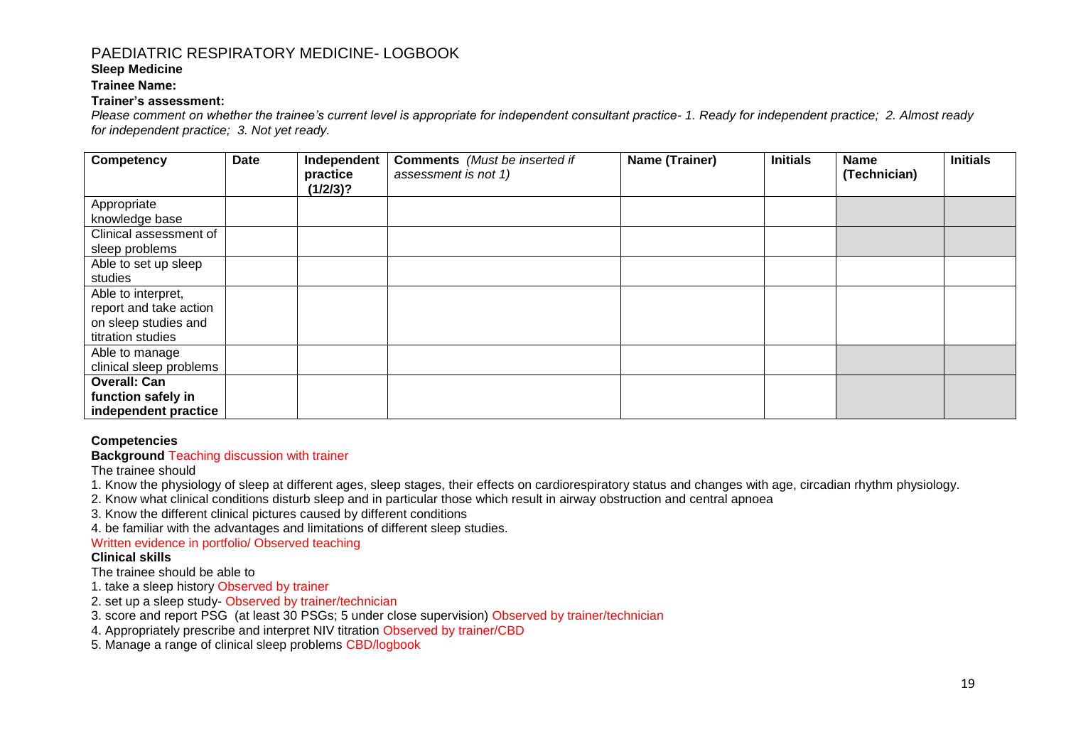# PAEDIATRIC RESPIRATORY MEDICINE- LOGBOOK

**Sleep Medicine**

**Trainee Name:**

**Trainer's assessment:**

*Please comment on whether the trainee's current level is appropriate for independent consultant practice- 1. Ready for independent practice; 2. Almost ready for independent practice; 3. Not yet ready.*

| **Competency** | **Date** | **Independent practice (1/2/3)?** | **Comments** *(Must be inserted if assessment is not 1)* | **Name (Trainer)** | **Initials** | **Name (Technician)** | **Initials** |
|---|---|---|---|---|---|---|---|
| Appropriate knowledge base | | | | | | | |
| Clinical assessment of sleep problems | | | | | | | |
| Able to set up sleep studies | | | | | | | |
| Able to interpret, report and take action on sleep studies and titration studies | | | | | | | |
| Able to manage clinical sleep problems | | | | | | | |
| **Overall: Can function safely in independent practice** | | | | | | | |

**Competencies**

**Background** Teaching discussion with trainer

The trainee should

1. Know the physiology of sleep at different ages, sleep stages, their effects on cardiorespiratory status and changes with age, circadian rhythm physiology.
2. Know what clinical conditions disturb sleep and in particular those which result in airway obstruction and central apnoea
3. Know the different clinical pictures caused by different conditions
4. be familiar with the advantages and limitations of different sleep studies.

Written evidence in portfolio/ Observed teaching

**Clinical skills**

The trainee should be able to

1. take a sleep history Observed by trainer
2. set up a sleep study- Observed by trainer/technician
3. score and report PSG (at least 30 PSGs; 5 under close supervision) Observed by trainer/technician
4. Appropriately prescribe and interpret NIV titration Observed by trainer/CBD
5. Manage a range of clinical sleep problems CBD/logbook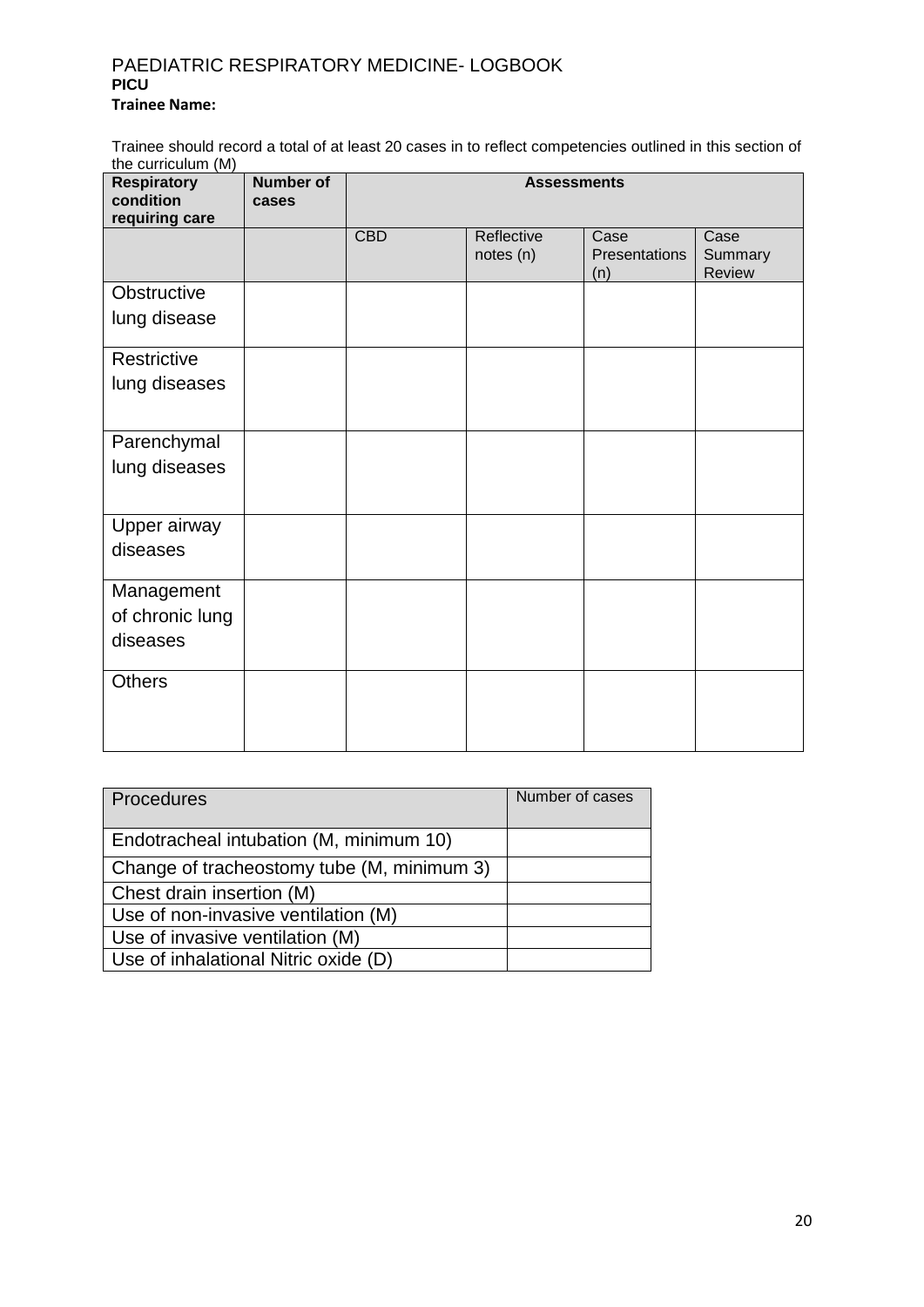PAEDIATRIC RESPIRATORY MEDICINE- LOGBOOK

**PICU**

**Trainee Name:**

Trainee should record a total of at least 20 cases in to reflect competencies outlined in this section of the curriculum (M)

| **Respiratory condition requiring care** | **Number of cases** | **Assessments** | | | |
|---|---|---|---|---|---|
| | | CBD | Reflective notes (n) | Case Presentations (n) | Case Summary Review |
| Obstructive lung disease | | | | | |
| Restrictive lung diseases | | | | | |
| Parenchymal lung diseases | | | | | |
| Upper airway diseases | | | | | |
| Management of chronic lung diseases | | | | | |
| Others | | | | | |

| Procedures | Number of cases |
|---|---|
| Endotracheal intubation (M, minimum 10) | |
| Change of tracheostomy tube (M, minimum 3) | |
| Chest drain insertion (M) | |
| Use of non-invasive ventilation (M) | |
| Use of invasive ventilation (M) | |
| Use of inhalational Nitric oxide (D) | |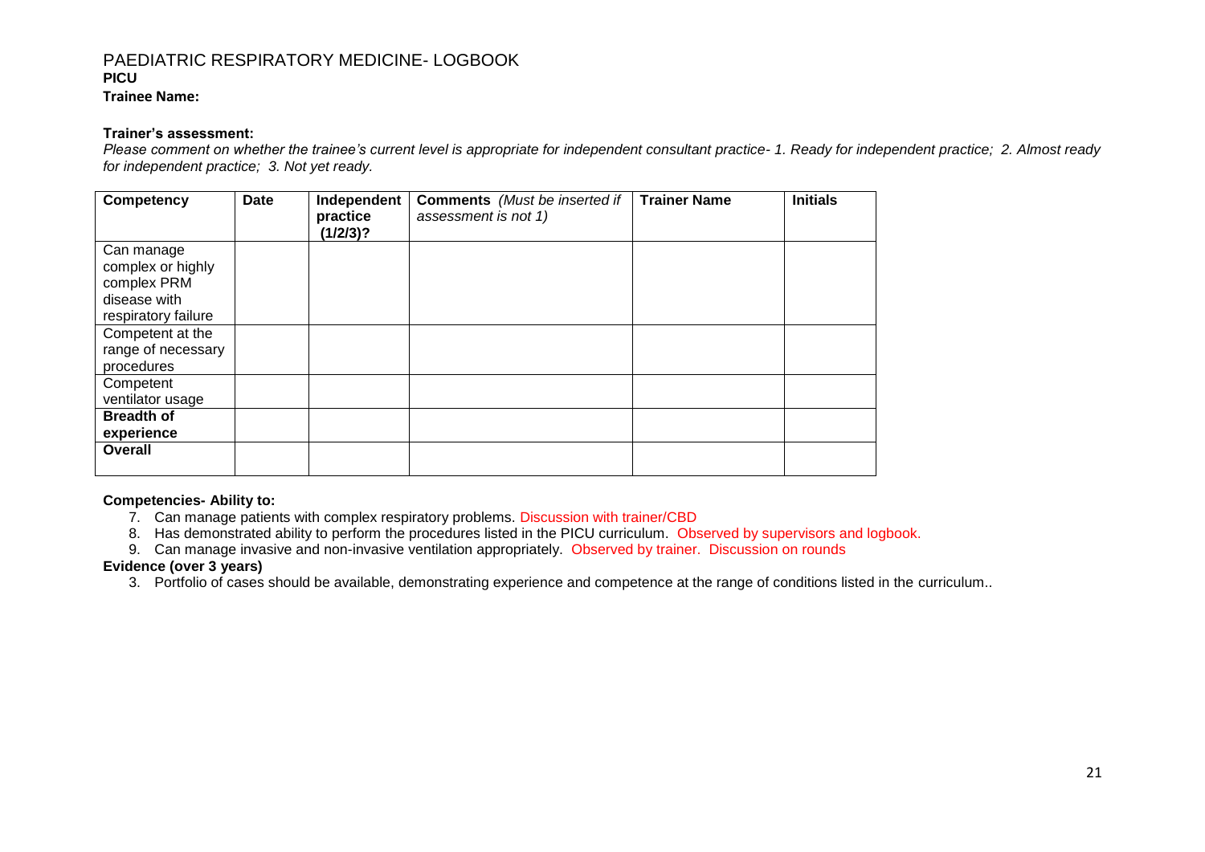# PAEDIATRIC RESPIRATORY MEDICINE- LOGBOOK

**PICU**

**Trainee Name:**

**Trainer's assessment:**

*Please comment on whether the trainee's current level is appropriate for independent consultant practice- 1. Ready for independent practice; 2. Almost ready for independent practice; 3. Not yet ready.*

| Competency | Date | Independent practice (1/2/3)? | Comments *(Must be inserted if assessment is not 1)* | Trainer Name | Initials |
|---|---|---|---|---|---|
| Can manage complex or highly complex PRM disease with respiratory failure | | | | | |
| Competent at the range of necessary procedures | | | | | |
| Competent ventilator usage | | | | | |
| **Breadth of experience** | | | | | |
| **Overall** | | | | | |

**Competencies- Ability to:**

7. Can manage patients with complex respiratory problems. Discussion with trainer/CBD
8. Has demonstrated ability to perform the procedures listed in the PICU curriculum. Observed by supervisors and logbook.
9. Can manage invasive and non-invasive ventilation appropriately. Observed by trainer. Discussion on rounds

**Evidence (over 3 years)**

3. Portfolio of cases should be available, demonstrating experience and competence at the range of conditions listed in the curriculum..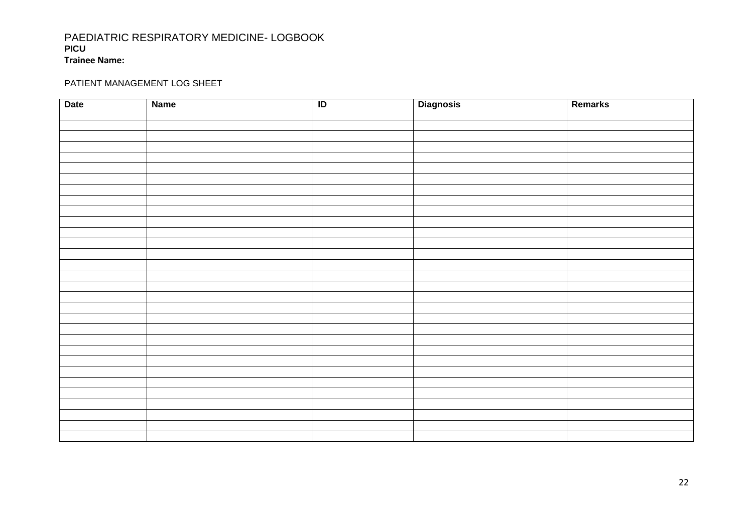# PAEDIATRIC RESPIRATORY MEDICINE- LOGBOOK

**PICU**

**Trainee Name:**

PATIENT MANAGEMENT LOG SHEET

| Date | Name | ID | Diagnosis | Remarks |
|---|---|---|---|---|
| | | | | |
| | | | | |
| | | | | |
| | | | | |
| | | | | |
| | | | | |
| | | | | |
| | | | | |
| | | | | |
| | | | | |
| | | | | |
| | | | | |
| | | | | |
| | | | | |
| | | | | |
| | | | | |
| | | | | |
| | | | | |
| | | | | |
| | | | | |
| | | | | |
| | | | | |
| | | | | |
| | | | | |
| | | | | |
| | | | | |
| | | | | |
| | | | | |
| | | | | |
| | | | | |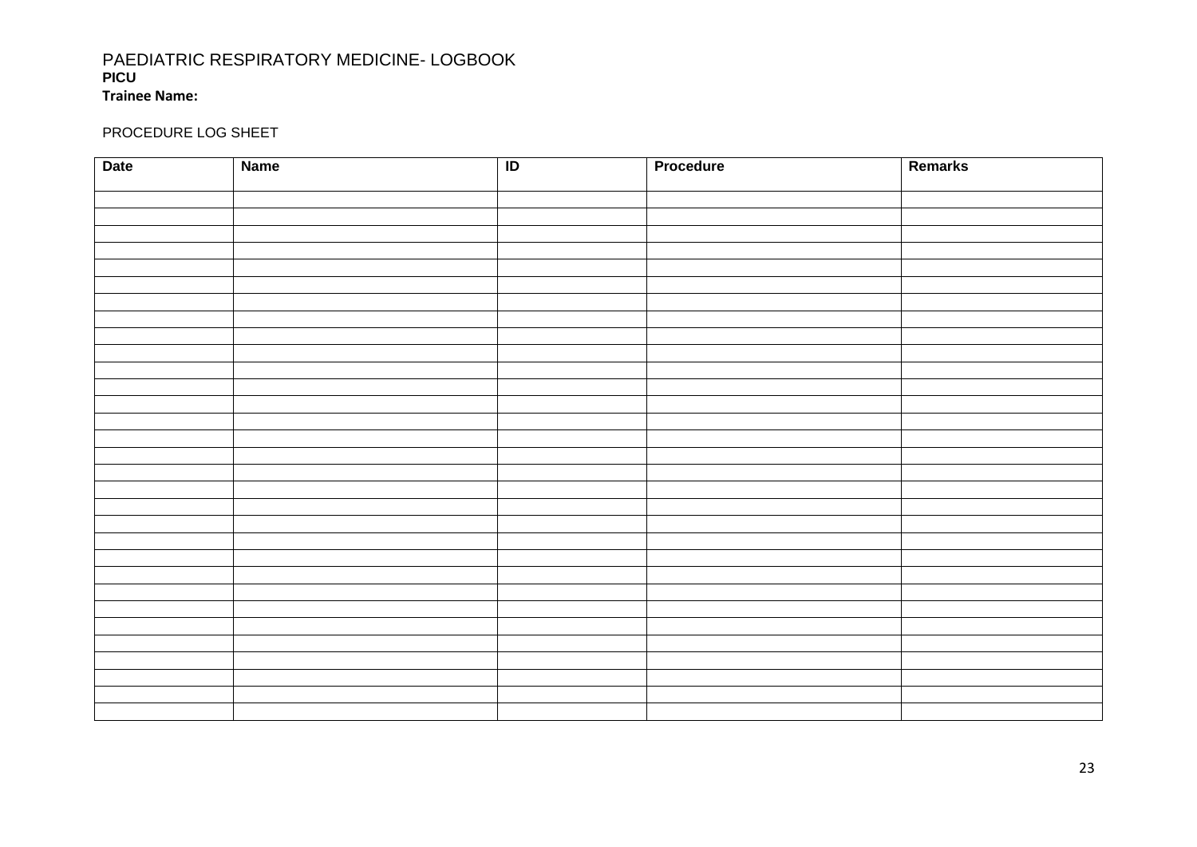PAEDIATRIC RESPIRATORY MEDICINE- LOGBOOK

**PICU**

**Trainee Name:**

PROCEDURE LOG SHEET

| Date | Name | ID | Procedure | Remarks |
|---|---|---|---|---|
| | | | | |
| | | | | |
| | | | | |
| | | | | |
| | | | | |
| | | | | |
| | | | | |
| | | | | |
| | | | | |
| | | | | |
| | | | | |
| | | | | |
| | | | | |
| | | | | |
| | | | | |
| | | | | |
| | | | | |
| | | | | |
| | | | | |
| | | | | |
| | | | | |
| | | | | |
| | | | | |
| | | | | |
| | | | | |
| | | | | |
| | | | | |
| | | | | |
| | | | | |
| | | | | |
| | | | | |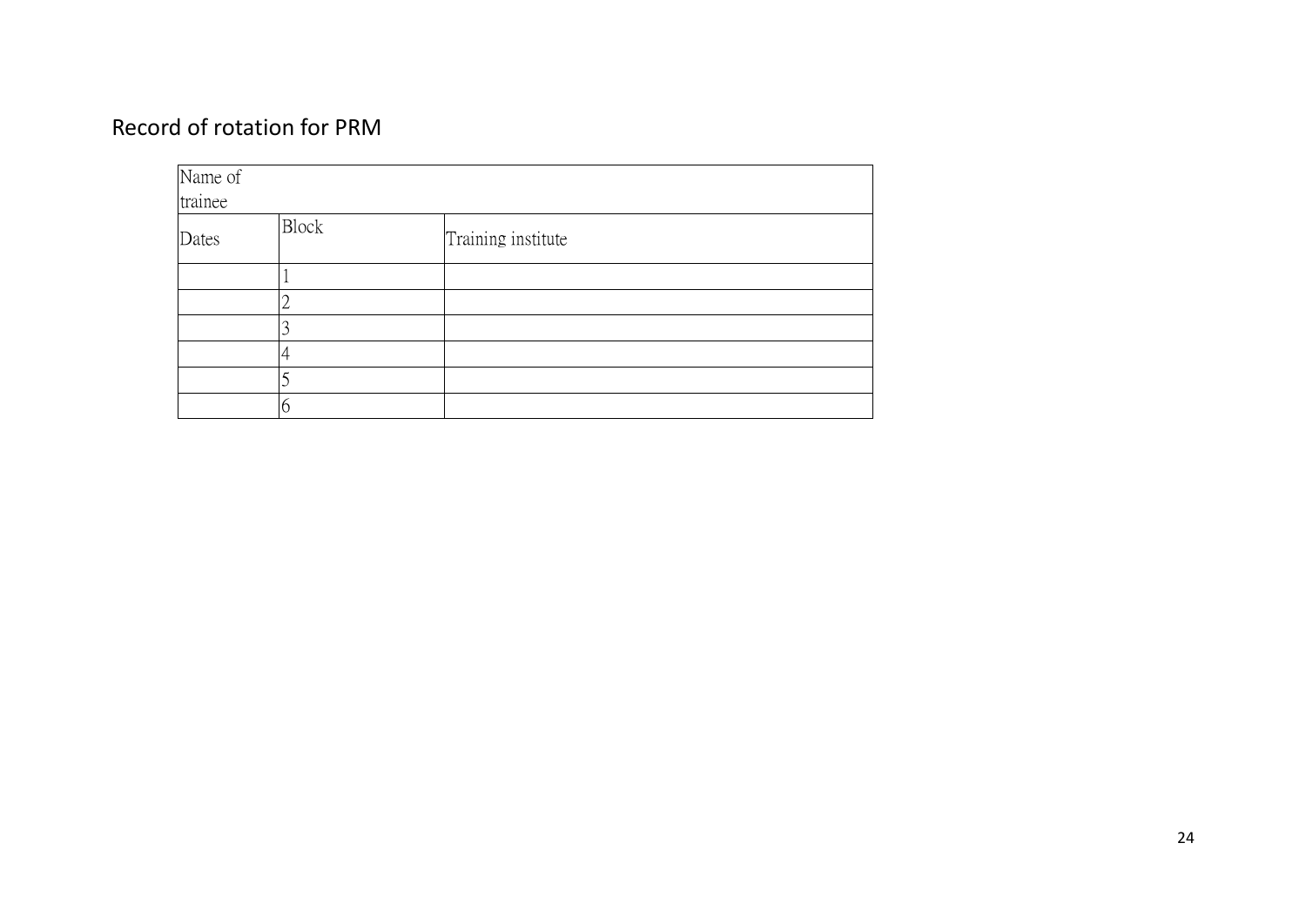## Record of rotation for PRM

| Name of trainee | | |
|---|---|---|
| Dates | Block | Training institute |
| | 1 | |
| | 2 | |
| | 3 | |
| | 4 | |
| | 5 | |
| | 6 | |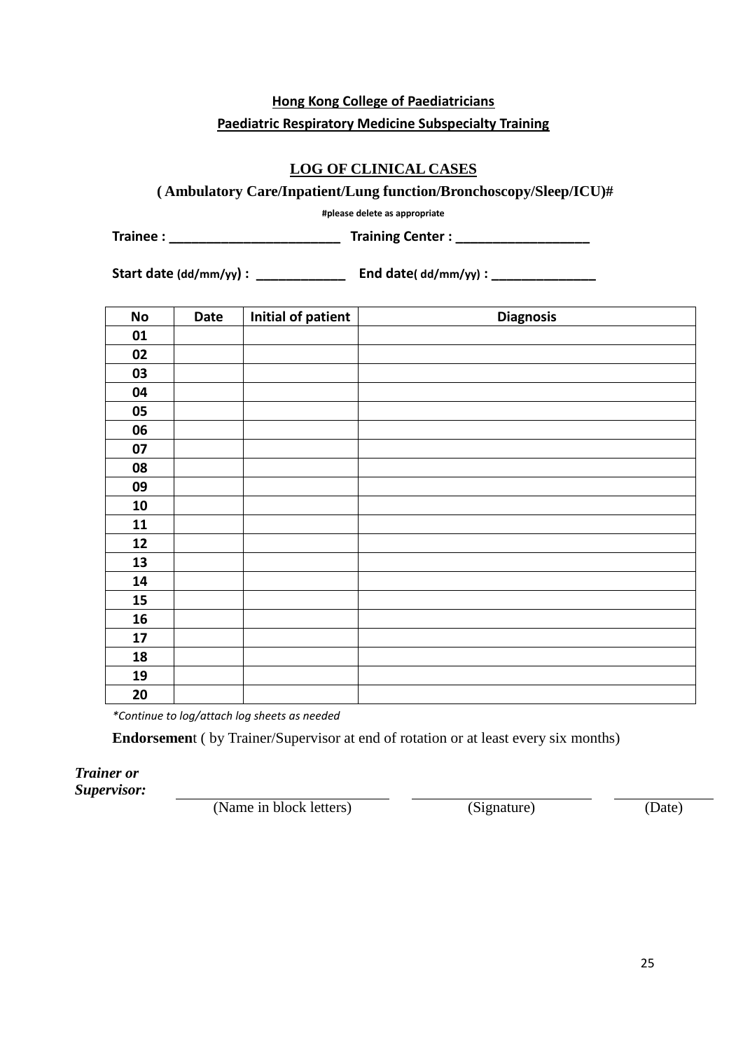**Hong Kong College of Paediatricians**

**Paediatric Respiratory Medicine Subspecialty Training**

## LOG OF CLINICAL CASES

**( Ambulatory Care/Inpatient/Lung function/Bronchoscopy/Sleep/ICU)#**

**#please delete as appropriate**

**Trainee : _______________________ Training Center : __________________**

**Start date** (dd/mm/yy) **: ____________ End date**( dd/mm/yy) **: ______________**

| No | Date | Initial of patient | Diagnosis |
|---|---|---|---|
| 01 | | | |
| 02 | | | |
| 03 | | | |
| 04 | | | |
| 05 | | | |
| 06 | | | |
| 07 | | | |
| 08 | | | |
| 09 | | | |
| 10 | | | |
| 11 | | | |
| 12 | | | |
| 13 | | | |
| 14 | | | |
| 15 | | | |
| 16 | | | |
| 17 | | | |
| 18 | | | |
| 19 | | | |
| 20 | | | |

*\*Continue to log/attach log sheets as needed*

**Endorsemen**t ( by Trainer/Supervisor at end of rotation or at least every six months)

***Trainer or Supervisor:***

______________________ ______________________ ______________

(Name in block letters) (Signature) (Date)